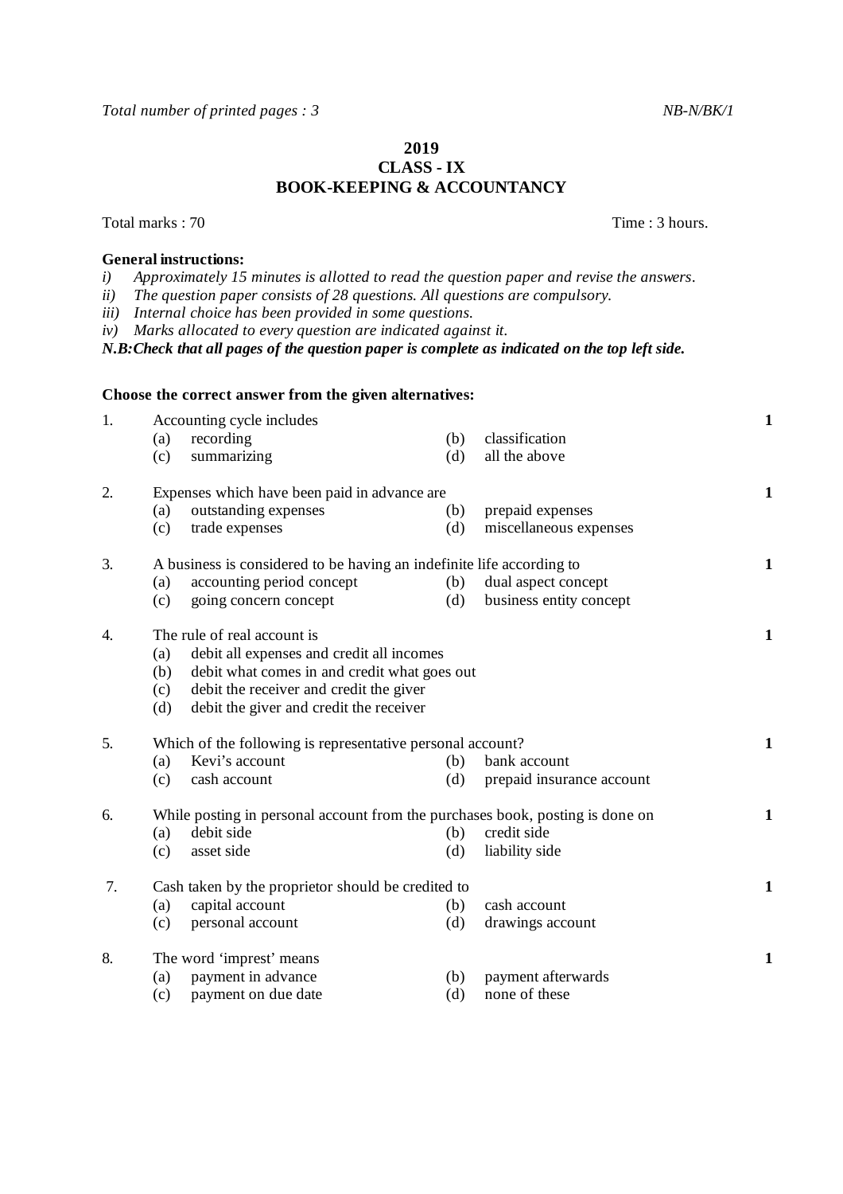*Total number of printed pages : 3* *NB-N/BK/1*

# 2019
## CLASS - IX
## BOOK-KEEPING & ACCOUNTANCY

Total marks : 70 Time : 3 hours.

**General instructions:**

*i) Approximately 15 minutes is allotted to read the question paper and revise the answers.*
*ii) The question paper consists of 28 questions. All questions are compulsory.*
*iii) Internal choice has been provided in some questions.*
*iv) Marks allocated to every question are indicated against it.*

***N.B:Check that all pages of the question paper is complete as indicated on the top left side.***

**Choose the correct answer from the given alternatives:**

1. Accounting cycle includes **1**
   (a) recording (b) classification
   (c) summarizing (d) all the above

2. Expenses which have been paid in advance are **1**
   (a) outstanding expenses (b) prepaid expenses
   (c) trade expenses (d) miscellaneous expenses

3. A business is considered to be having an indefinite life according to **1**
   (a) accounting period concept (b) dual aspect concept
   (c) going concern concept (d) business entity concept

4. The rule of real account is **1**
   (a) debit all expenses and credit all incomes
   (b) debit what comes in and credit what goes out
   (c) debit the receiver and credit the giver
   (d) debit the giver and credit the receiver

5. Which of the following is representative personal account? **1**
   (a) Kevi's account (b) bank account
   (c) cash account (d) prepaid insurance account

6. While posting in personal account from the purchases book, posting is done on **1**
   (a) debit side (b) credit side
   (c) asset side (d) liability side

7. Cash taken by the proprietor should be credited to **1**
   (a) capital account (b) cash account
   (c) personal account (d) drawings account

8. The word 'imprest' means **1**
   (a) payment in advance (b) payment afterwards
   (c) payment on due date (d) none of these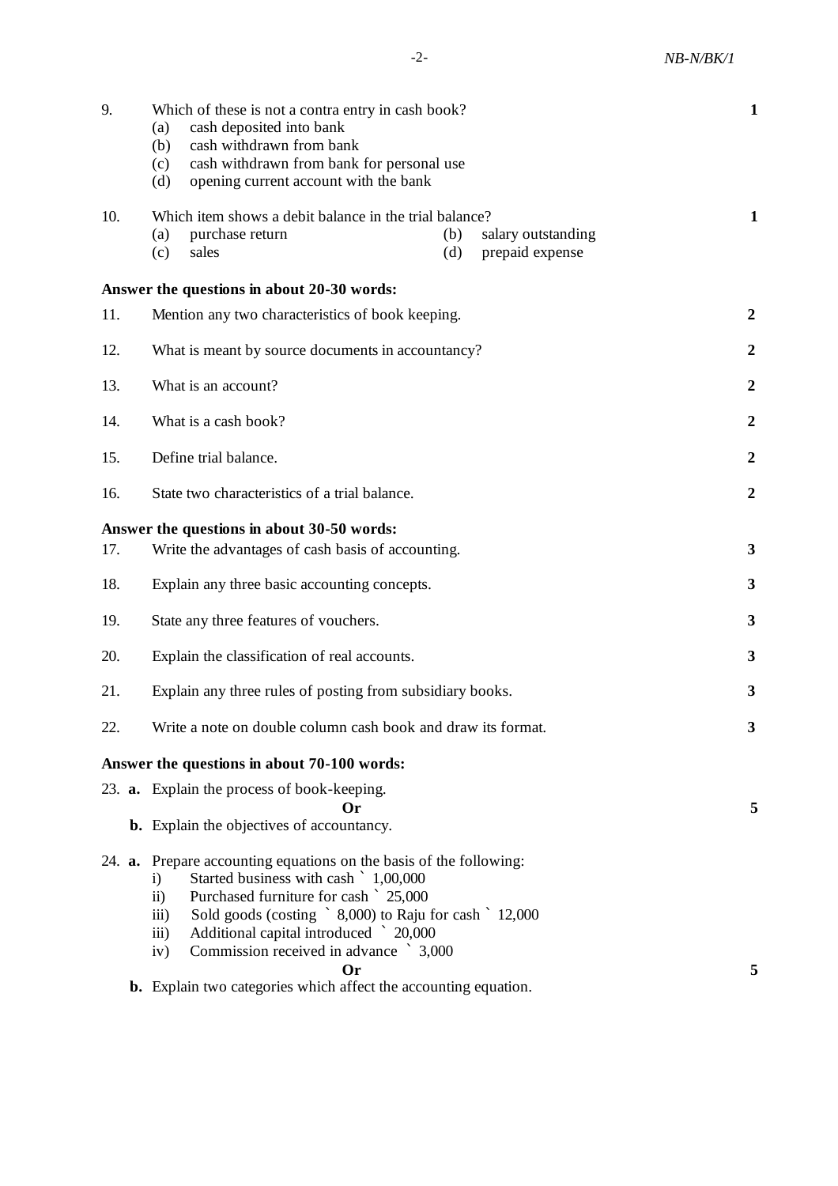9. Which of these is not a contra entry in cash book? **1**
   (a) cash deposited into bank
   (b) cash withdrawn from bank
   (c) cash withdrawn from bank for personal use
   (d) opening current account with the bank

10. Which item shows a debit balance in the trial balance? **1**
    (a) purchase return (b) salary outstanding
    (c) sales (d) prepaid expense

**Answer the questions in about 20-30 words:**

11. Mention any two characteristics of book keeping. **2**

12. What is meant by source documents in accountancy? **2**

13. What is an account? **2**

14. What is a cash book? **2**

15. Define trial balance. **2**

16. State two characteristics of a trial balance. **2**

**Answer the questions in about 30-50 words:**

17. Write the advantages of cash basis of accounting. **3**

18. Explain any three basic accounting concepts. **3**

19. State any three features of vouchers. **3**

20. Explain the classification of real accounts. **3**

21. Explain any three rules of posting from subsidiary books. **3**

22. Write a note on double column cash book and draw its format. **3**

**Answer the questions in about 70-100 words:**

23. **a.** Explain the process of book-keeping.

    **Or** **5**

    **b.** Explain the objectives of accountancy.

24. **a.** Prepare accounting equations on the basis of the following:
    i) Started business with cash ` 1,00,000
    ii) Purchased furniture for cash ` 25,000
    iii) Sold goods (costing ` 8,000) to Raju for cash ` 12,000
    iii) Additional capital introduced ` 20,000
    iv) Commission received in advance ` 3,000

    **Or** **5**

    **b.** Explain two categories which affect the accounting equation.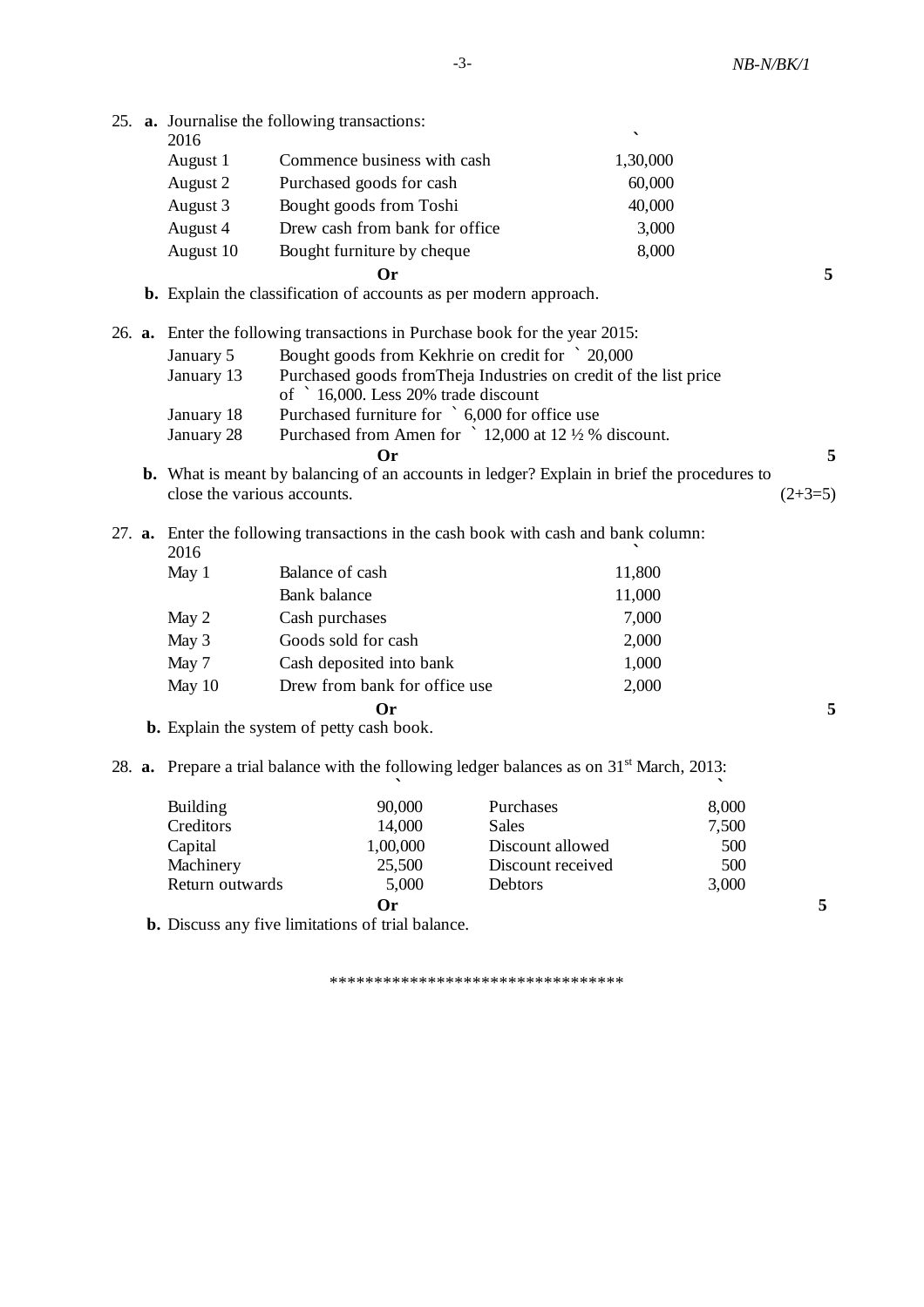25. **a.** Journalise the following transactions:

| 2016 | | ` |
|---|---|---|
| August 1 | Commence business with cash | 1,30,000 |
| August 2 | Purchased goods for cash | 60,000 |
| August 3 | Bought goods from Toshi | 40,000 |
| August 4 | Drew cash from bank for office | 3,000 |
| August 10 | Bought furniture by cheque | 8,000 |

**Or** **5**

**b.** Explain the classification of accounts as per modern approach.

26. **a.** Enter the following transactions in Purchase book for the year 2015:

| | |
|---|---|
| January 5 | Bought goods from Kekhrie on credit for ` 20,000 |
| January 13 | Purchased goods fromTheja Industries on credit of the list price of ` 16,000. Less 20% trade discount |
| January 18 | Purchased furniture for ` 6,000 for office use |
| January 28 | Purchased from Amen for ` 12,000 at 12 ½ % discount. |

**Or** **5**

**b.** What is meant by balancing of an accounts in ledger? Explain in brief the procedures to close the various accounts. (2+3=5)

27. **a.** Enter the following transactions in the cash book with cash and bank column:

| 2016 | | ` |
|---|---|---|
| May 1 | Balance of cash | 11,800 |
| | Bank balance | 11,000 |
| May 2 | Cash purchases | 7,000 |
| May 3 | Goods sold for cash | 2,000 |
| May 7 | Cash deposited into bank | 1,000 |
| May 10 | Drew from bank for office use | 2,000 |

**Or** **5**

**b.** Explain the system of petty cash book.

28. **a.** Prepare a trial balance with the following ledger balances as on 31st March, 2013:

| | ` | | ` |
|---|---|---|---|
| Building | 90,000 | Purchases | 8,000 |
| Creditors | 14,000 | Sales | 7,500 |
| Capital | 1,00,000 | Discount allowed | 500 |
| Machinery | 25,500 | Discount received | 500 |
| Return outwards | 5,000 | Debtors | 3,000 |

**Or** **5**

**b.** Discuss any five limitations of trial balance.

*********************************